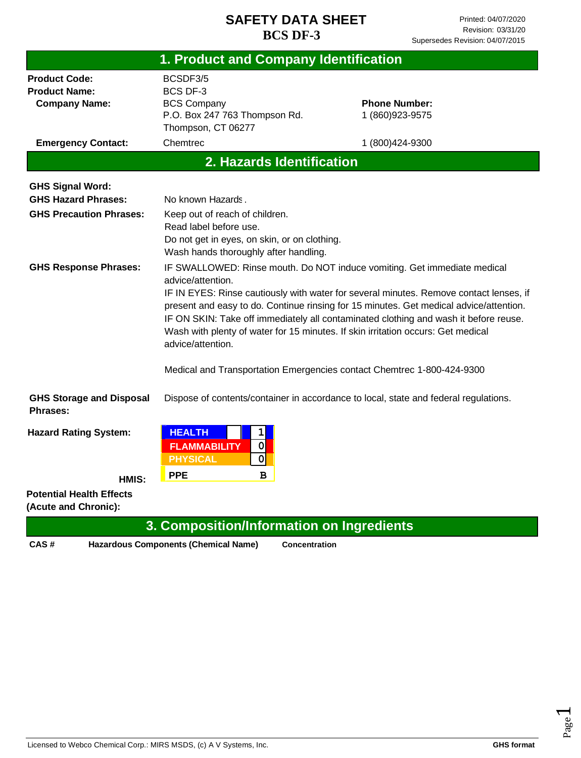# SAFETY DATA SHEET
# BCS DF-3

Printed: 04/07/2020
Revision: 03/31/20
Supersedes Revision: 04/07/2015

## 1. Product and Company Identification

| | | |
|---|---|---|
| **Product Code:** | BCSDF3/5 | |
| **Product Name:** | BCS DF-3 | |
| **Company Name:** | BCS Company<br>P.O. Box 247 763 Thompson Rd.<br>Thompson, CT 06277 | **Phone Number:**<br>1 (860)923-9575 |
| **Emergency Contact:** | Chemtrec | 1 (800)424-9300 |

## 2. Hazards Identification

**GHS Signal Word:**

**GHS Hazard Phrases:** No known Hazards .

**GHS Precaution Phrases:**
Keep out of reach of children.
Read label before use.
Do not get in eyes, on skin, or on clothing.
Wash hands thoroughly after handling.

**GHS Response Phrases:**
IF SWALLOWED: Rinse mouth. Do NOT induce vomiting. Get immediate medical advice/attention.
IF IN EYES: Rinse cautiously with water for several minutes. Remove contact lenses, if present and easy to do. Continue rinsing for 15 minutes. Get medical advice/attention.
IF ON SKIN: Take off immediately all contaminated clothing and wash it before reuse. Wash with plenty of water for 15 minutes. If skin irritation occurs: Get medical advice/attention.

Medical and Transportation Emergencies contact Chemtrec 1-800-424-9300

**GHS Storage and Disposal Phrases:** Dispose of contents/container in accordance to local, state and federal regulations.

**Hazard Rating System:**

**HMIS:**

| | |
|---|---|
| HEALTH | 1 |
| FLAMMABILITY | 0 |
| PHYSICAL | 0 |
| PPE | B |

**Potential Health Effects (Acute and Chronic):**

## 3. Composition/Information on Ingredients

| CAS # | Hazardous Components (Chemical Name) | Concentration |
|---|---|---|

Licensed to Webco Chemical Corp.: MIRS MSDS, (c) A V Systems, Inc. **GHS format**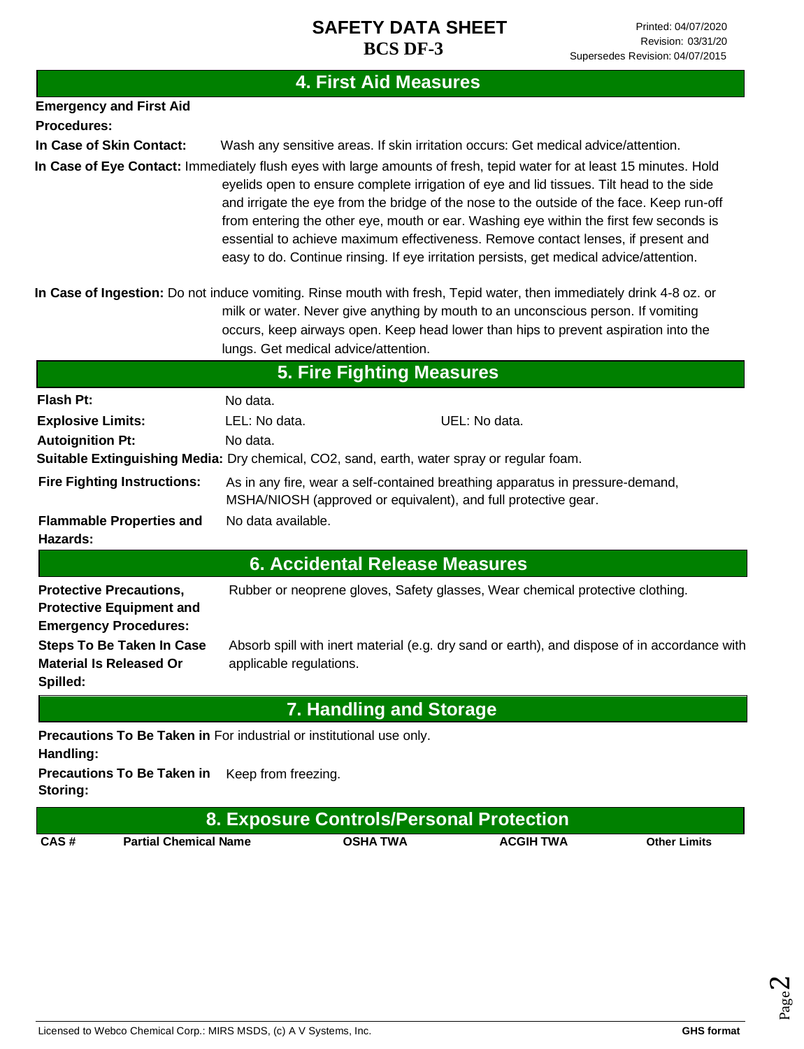## 4. First Aid Measures

**Emergency and First Aid Procedures:**

**In Case of Skin Contact:** Wash any sensitive areas. If skin irritation occurs: Get medical advice/attention.

**In Case of Eye Contact:** Immediately flush eyes with large amounts of fresh, tepid water for at least 15 minutes. Hold eyelids open to ensure complete irrigation of eye and lid tissues. Tilt head to the side and irrigate the eye from the bridge of the nose to the outside of the face. Keep run-off from entering the other eye, mouth or ear. Washing eye within the first few seconds is essential to achieve maximum effectiveness. Remove contact lenses, if present and easy to do. Continue rinsing. If eye irritation persists, get medical advice/attention.

**In Case of Ingestion:** Do not induce vomiting. Rinse mouth with fresh, Tepid water, then immediately drink 4-8 oz. or milk or water. Never give anything by mouth to an unconscious person. If vomiting occurs, keep airways open. Keep head lower than hips to prevent aspiration into the lungs. Get medical advice/attention.

## 5. Fire Fighting Measures

**Flash Pt:** No data.

**Explosive Limits:** LEL: No data. UEL: No data.

**Autoignition Pt:** No data.

**Suitable Extinguishing Media:** Dry chemical, CO2, sand, earth, water spray or regular foam.

**Fire Fighting Instructions:** As in any fire, wear a self-contained breathing apparatus in pressure-demand, MSHA/NIOSH (approved or equivalent), and full protective gear.

**Flammable Properties and Hazards:** No data available.

## 6. Accidental Release Measures

**Protective Precautions, Protective Equipment and Emergency Procedures:** Rubber or neoprene gloves, Safety glasses, Wear chemical protective clothing.

**Steps To Be Taken In Case Material Is Released Or Spilled:** Absorb spill with inert material (e.g. dry sand or earth), and dispose of in accordance with applicable regulations.

## 7. Handling and Storage

**Precautions To Be Taken in Handling:** For industrial or institutional use only.

**Precautions To Be Taken in Storing:** Keep from freezing.

## 8. Exposure Controls/Personal Protection

| CAS # | Partial Chemical Name | OSHA TWA | ACGIH TWA | Other Limits |
|---|---|---|---|---|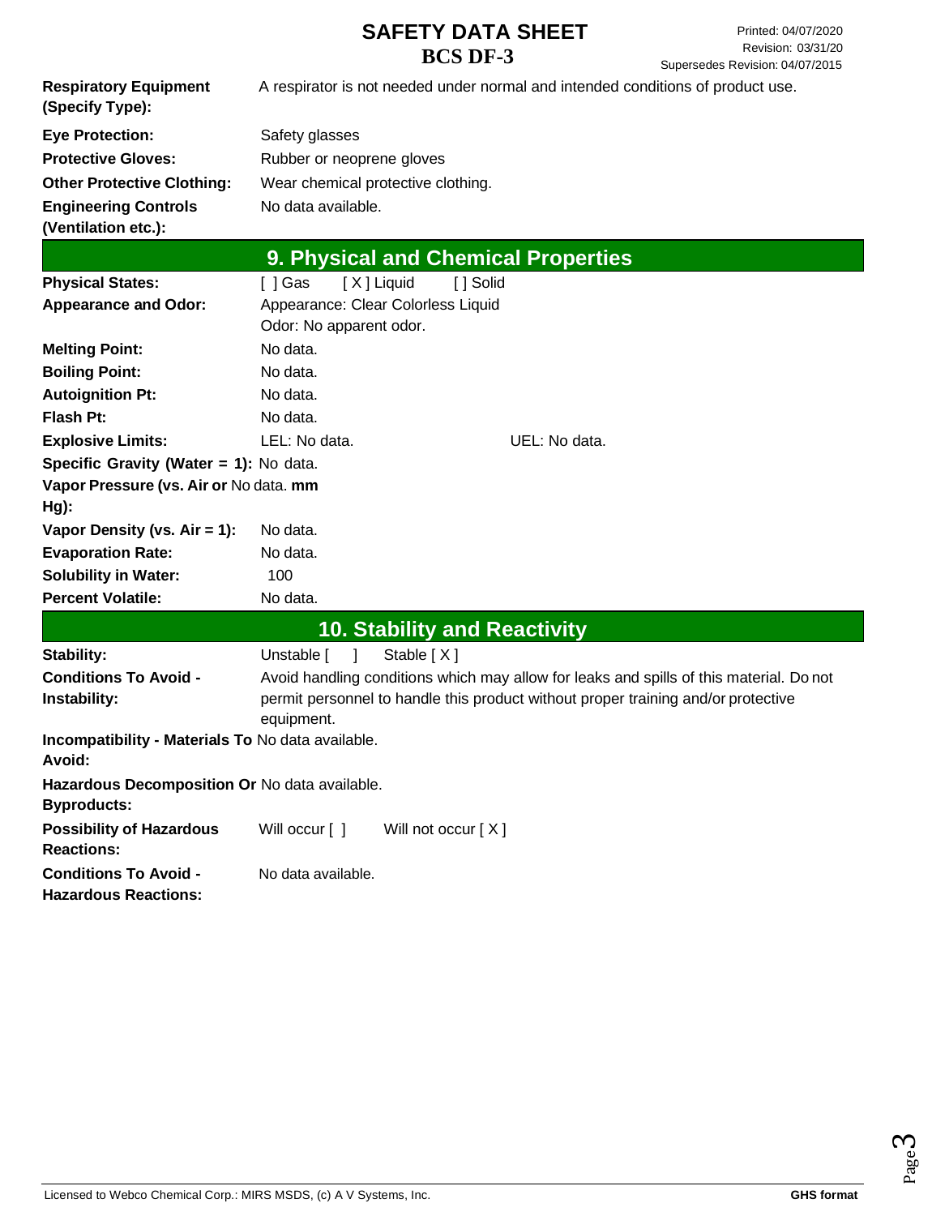**Respiratory Equipment (Specify Type):** A respirator is not needed under normal and intended conditions of product use.

**Eye Protection:** Safety glasses

**Protective Gloves:** Rubber or neoprene gloves

**Other Protective Clothing:** Wear chemical protective clothing.

**Engineering Controls (Ventilation etc.):** No data available.

## 9. Physical and Chemical Properties

**Physical States:** [ ] Gas [ X ] Liquid [ ] Solid

**Appearance and Odor:** Appearance: Clear Colorless Liquid
Odor: No apparent odor.

**Melting Point:** No data.

**Boiling Point:** No data.

**Autoignition Pt:** No data.

**Flash Pt:** No data.

**Explosive Limits:** LEL: No data. UEL: No data.

**Specific Gravity (Water = 1):** No data.

**Vapor Pressure (vs. Air or mm Hg):** No data.

**Vapor Density (vs. Air = 1):** No data.

**Evaporation Rate:** No data.

**Solubility in Water:** 100

**Percent Volatile:** No data.

## 10. Stability and Reactivity

**Stability:** Unstable [ ] Stable [ X ]

**Conditions To Avoid - Instability:** Avoid handling conditions which may allow for leaks and spills of this material. Do not permit personnel to handle this product without proper training and/or protective equipment.

**Incompatibility - Materials To Avoid:** No data available.

**Hazardous Decomposition Or Byproducts:** No data available.

**Possibility of Hazardous Reactions:** Will occur [ ] Will not occur [ X ]

**Conditions To Avoid - Hazardous Reactions:** No data available.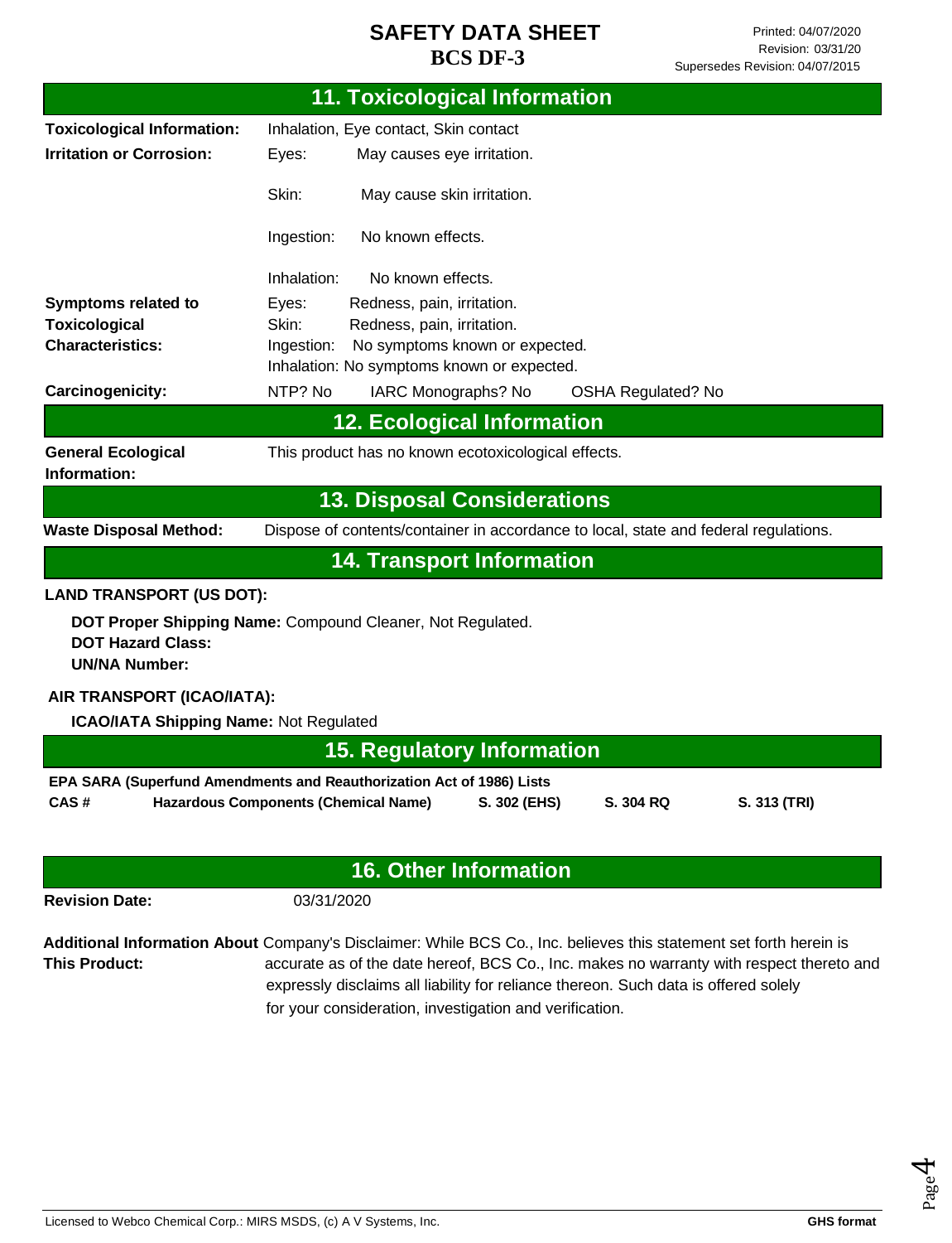## 11. Toxicological Information

**Toxicological Information:** Inhalation, Eye contact, Skin contact

**Irritation or Corrosion:**

- Eyes: May causes eye irritation.
- Skin: May cause skin irritation.
- Ingestion: No known effects.
- Inhalation: No known effects.

**Symptoms related to Toxicological Characteristics:**

- Eyes: Redness, pain, irritation.
- Skin: Redness, pain, irritation.
- Ingestion: No symptoms known or expected.
- Inhalation: No symptoms known or expected.

**Carcinogenicity:** NTP? No IARC Monographs? No OSHA Regulated? No

## 12. Ecological Information

**General Ecological Information:** This product has no known ecotoxicological effects.

## 13. Disposal Considerations

**Waste Disposal Method:** Dispose of contents/container in accordance to local, state and federal regulations.

## 14. Transport Information

**LAND TRANSPORT (US DOT):**

**DOT Proper Shipping Name:** Compound Cleaner, Not Regulated.
**DOT Hazard Class:**
**UN/NA Number:**

**AIR TRANSPORT (ICAO/IATA):**

**ICAO/IATA Shipping Name:** Not Regulated

## 15. Regulatory Information

**EPA SARA (Superfund Amendments and Reauthorization Act of 1986) Lists**

| CAS # | Hazardous Components (Chemical Name) | S. 302 (EHS) | S. 304 RQ | S. 313 (TRI) |
|---|---|---|---|---|

## 16. Other Information

**Revision Date:** 03/31/2020

**Additional Information About This Product:** Company's Disclaimer: While BCS Co., Inc. believes this statement set forth herein is accurate as of the date hereof, BCS Co., Inc. makes no warranty with respect thereto and expressly disclaims all liability for reliance thereon. Such data is offered solely for your consideration, investigation and verification.